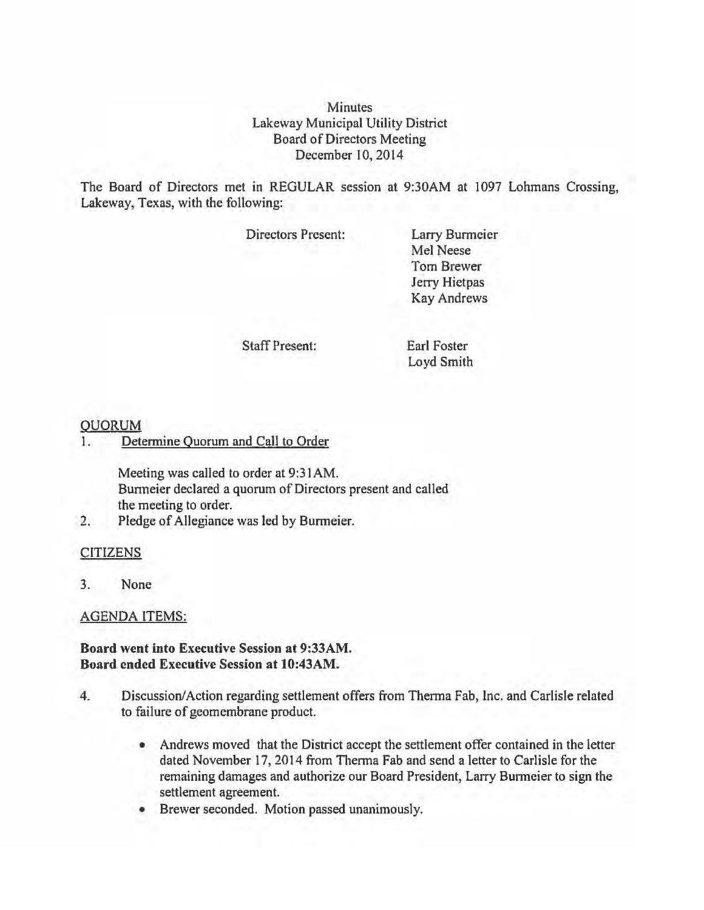Minutes
Lakeway Municipal Utility District
Board of Directors Meeting
December 10, 2014

The Board of Directors met in REGULAR session at 9:30AM at 1097 Lohmans Crossing, Lakeway, Texas, with the following:

Directors Present:
- Larry Burmeier
- Mel Neese
- Tom Brewer
- Jerry Hietpas
- Kay Andrews

Staff Present:
- Earl Foster
- Loyd Smith

## QUORUM

1. Determine Quorum and Call to Order

   Meeting was called to order at 9:31AM.
   Burmeier declared a quorum of Directors present and called the meeting to order.

2. Pledge of Allegiance was led by Burmeier.

## CITIZENS

3. None

## AGENDA ITEMS:

**Board went into Executive Session at 9:33AM.**
**Board ended Executive Session at 10:43AM.**

4. Discussion/Action regarding settlement offers from Therma Fab, Inc. and Carlisle related to failure of geomembrane product.

   - Andrews moved that the District accept the settlement offer contained in the letter dated November 17, 2014 from Therma Fab and send a letter to Carlisle for the remaining damages and authorize our Board President, Larry Burmeier to sign the settlement agreement.
   - Brewer seconded. Motion passed unanimously.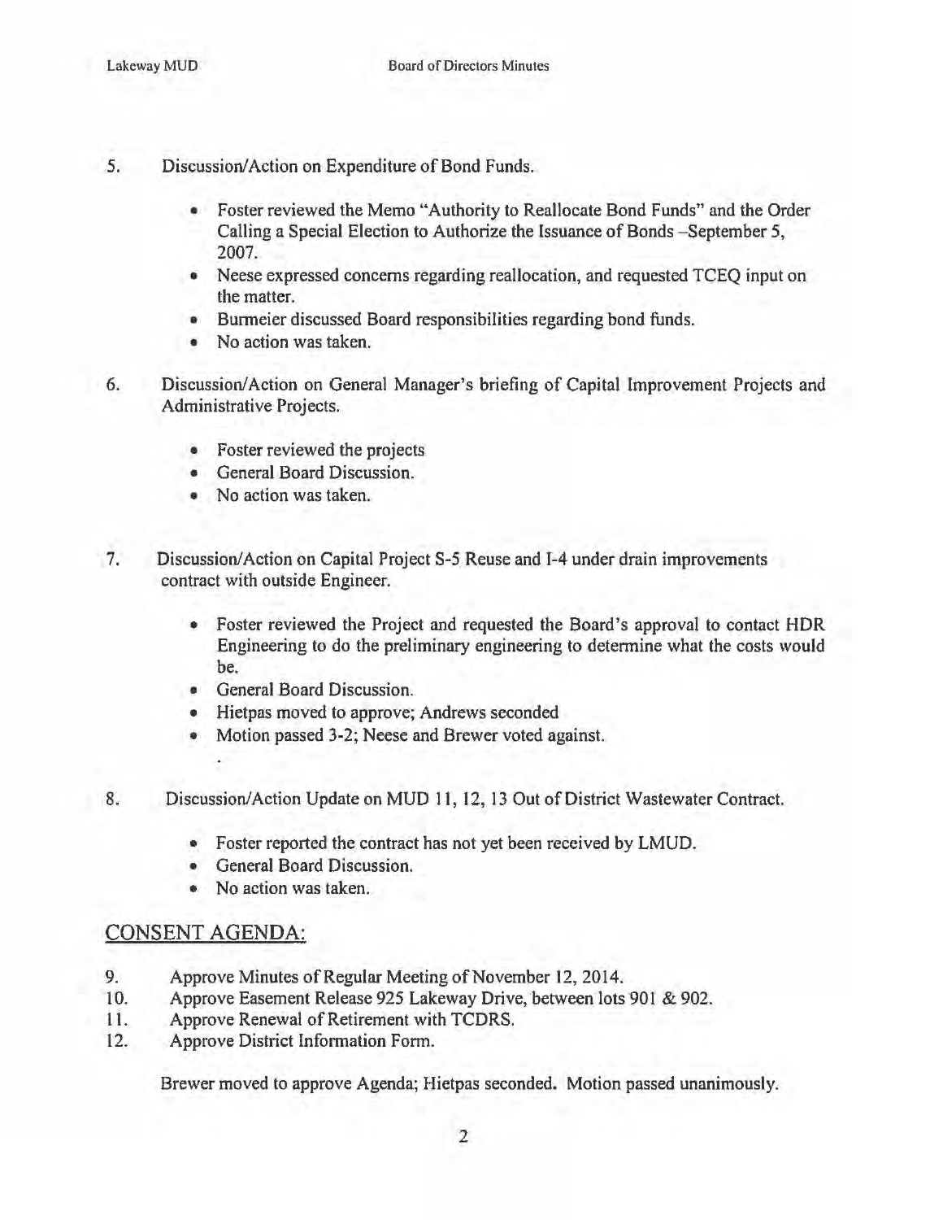5. Discussion/Action on Expenditure of Bond Funds.

   - Foster reviewed the Memo "Authority to Reallocate Bond Funds" and the Order Calling a Special Election to Authorize the Issuance of Bonds –September 5, 2007.
   - Neese expressed concerns regarding reallocation, and requested TCEQ input on the matter.
   - Burmeier discussed Board responsibilities regarding bond funds.
   - No action was taken.

6. Discussion/Action on General Manager's briefing of Capital Improvement Projects and Administrative Projects.

   - Foster reviewed the projects
   - General Board Discussion.
   - No action was taken.

7. Discussion/Action on Capital Project S-5 Reuse and I-4 under drain improvements contract with outside Engineer.

   - Foster reviewed the Project and requested the Board's approval to contact HDR Engineering to do the preliminary engineering to determine what the costs would be.
   - General Board Discussion.
   - Hietpas moved to approve; Andrews seconded
   - Motion passed 3-2; Neese and Brewer voted against.

8. Discussion/Action Update on MUD 11, 12, 13 Out of District Wastewater Contract.

   - Foster reported the contract has not yet been received by LMUD.
   - General Board Discussion.
   - No action was taken.

## CONSENT AGENDA:

9. Approve Minutes of Regular Meeting of November 12, 2014.
10. Approve Easement Release 925 Lakeway Drive, between lots 901 & 902.
11. Approve Renewal of Retirement with TCDRS.
12. Approve District Information Form.

Brewer moved to approve Agenda; Hietpas seconded. Motion passed unanimously.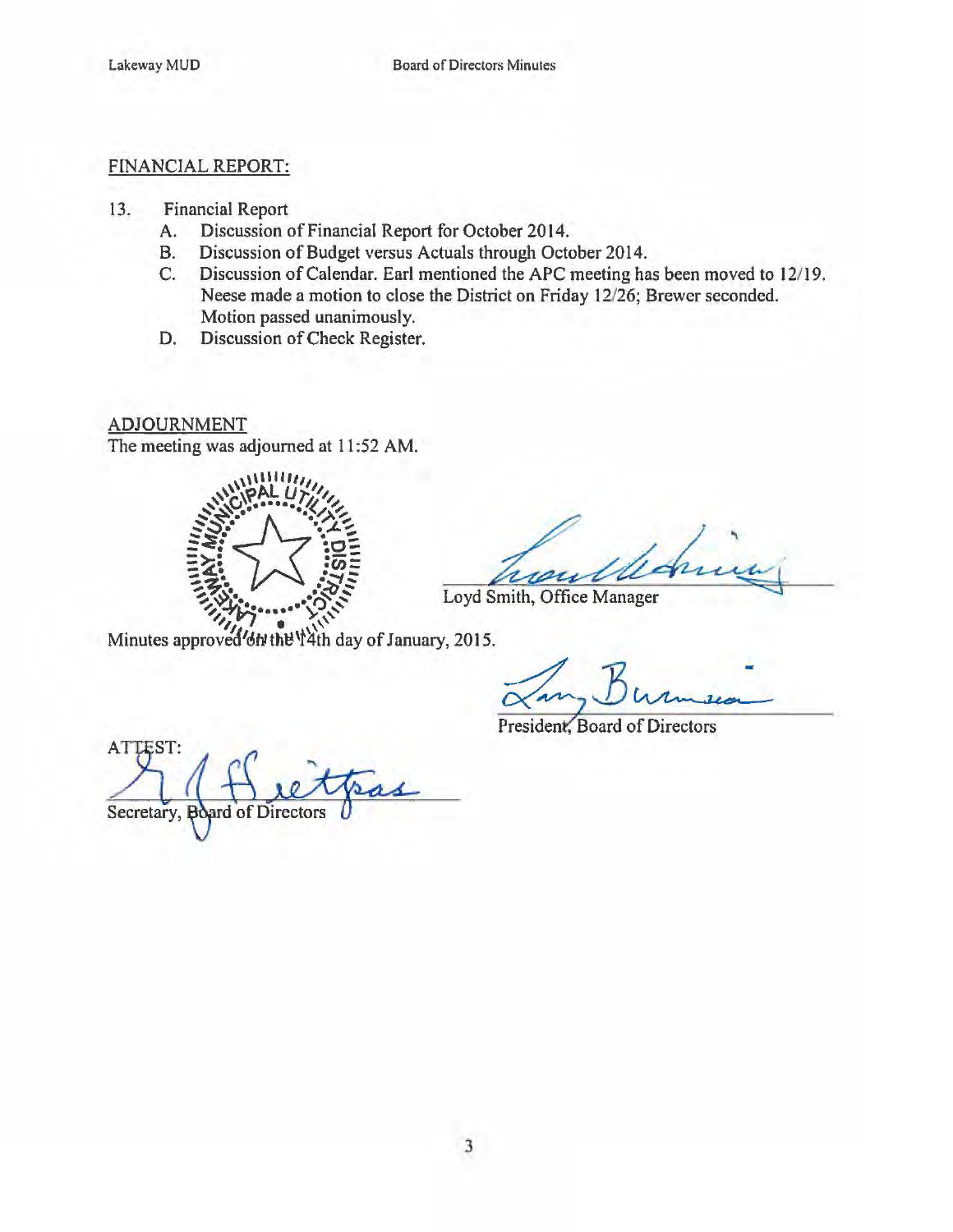## FINANCIAL REPORT:

13. Financial Report
    A. Discussion of Financial Report for October 2014.
    B. Discussion of Budget versus Actuals through October 2014.
    C. Discussion of Calendar. Earl mentioned the APC meeting has been moved to 12/19. Neese made a motion to close the District on Friday 12/26; Brewer seconded. Motion passed unanimously.
    D. Discussion of Check Register.

## ADJOURNMENT

The meeting was adjourned at 11:52 AM.

Loyd Smith, Office Manager

Minutes approved on the 14th day of January, 2015.

President, Board of Directors

ATTEST:

Secretary, Board of Directors